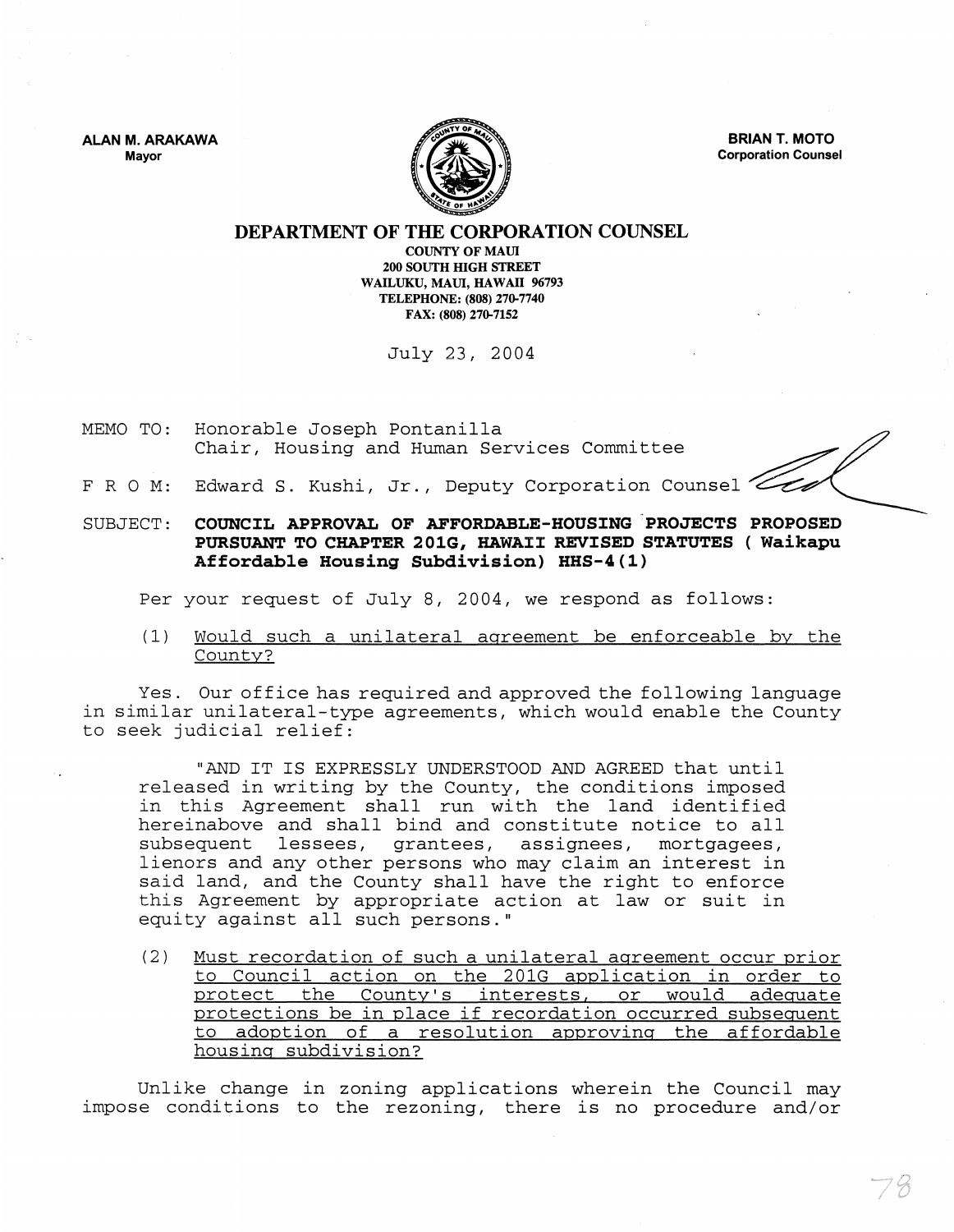ALAN M. ARAKAWA
Mayor

BRIAN T. MOTO
Corporation Counsel

# DEPARTMENT OF THE CORPORATION COUNSEL

COUNTY OF MAUI
200 SOUTH HIGH STREET
WAILUKU, MAUI, HAWAII 96793
TELEPHONE: (808) 270-7740
FAX: (808) 270-7152

July 23, 2004

MEMO TO: Honorable Joseph Pontanilla
Chair, Housing and Human Services Committee

F R O M: Edward S. Kushi, Jr., Deputy Corporation Counsel

SUBJECT: **COUNCIL APPROVAL OF AFFORDABLE-HOUSING PROJECTS PROPOSED PURSUANT TO CHAPTER 201G, HAWAII REVISED STATUTES ( Waikapu Affordable Housing Subdivision) HHS-4(1)**

Per your request of July 8, 2004, we respond as follows:

(1) Would such a unilateral agreement be enforceable by the County?

Yes. Our office has required and approved the following language in similar unilateral-type agreements, which would enable the County to seek judicial relief:

> "AND IT IS EXPRESSLY UNDERSTOOD AND AGREED that until released in writing by the County, the conditions imposed in this Agreement shall run with the land identified hereinabove and shall bind and constitute notice to all subsequent lessees, grantees, assignees, mortgagees, lienors and any other persons who may claim an interest in said land, and the County shall have the right to enforce this Agreement by appropriate action at law or suit in equity against all such persons."

(2) Must recordation of such a unilateral agreement occur prior to Council action on the 201G application in order to protect the County's interests, or would adequate protections be in place if recordation occurred subsequent to adoption of a resolution approving the affordable housing subdivision?

Unlike change in zoning applications wherein the Council may impose conditions to the rezoning, there is no procedure and/or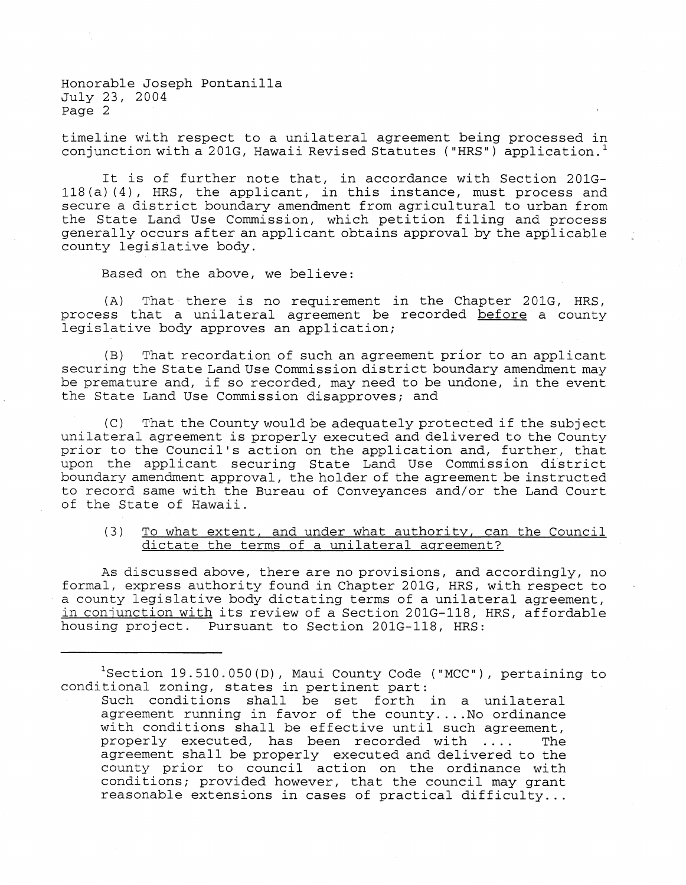timeline with respect to a unilateral agreement being processed in conjunction with a 201G, Hawaii Revised Statutes ("HRS") application.[1]

It is of further note that, in accordance with Section 201G-118(a)(4), HRS, the applicant, in this instance, must process and secure a district boundary amendment from agricultural to urban from the State Land Use Commission, which petition filing and process generally occurs after an applicant obtains approval by the applicable county legislative body.

Based on the above, we believe:

(A) That there is no requirement in the Chapter 201G, HRS, process that a unilateral agreement be recorded before a county legislative body approves an application;

(B) That recordation of such an agreement prior to an applicant securing the State Land Use Commission district boundary amendment may be premature and, if so recorded, may need to be undone, in the event the State Land Use Commission disapproves; and

(C) That the County would be adequately protected if the subject unilateral agreement is properly executed and delivered to the County prior to the Council's action on the application and, further, that upon the applicant securing State Land Use Commission district boundary amendment approval, the holder of the agreement be instructed to record same with the Bureau of Conveyances and/or the Land Court of the State of Hawaii.

(3) <u>To what extent, and under what authority, can the Council dictate the terms of a unilateral agreement?</u>

As discussed above, there are no provisions, and accordingly, no formal, express authority found in Chapter 201G, HRS, with respect to a county legislative body dictating terms of a unilateral agreement, <u>in conjunction with</u> its review of a Section 201G-118, HRS, affordable housing project. Pursuant to Section 201G-118, HRS:

---

[1] Section 19.510.050(D), Maui County Code ("MCC"), pertaining to conditional zoning, states in pertinent part:

> Such conditions shall be set forth in a unilateral agreement running in favor of the county....No ordinance with conditions shall be effective until such agreement, properly executed, has been recorded with .... The agreement shall be properly executed and delivered to the county prior to council action on the ordinance with conditions; provided however, that the council may grant reasonable extensions in cases of practical difficulty...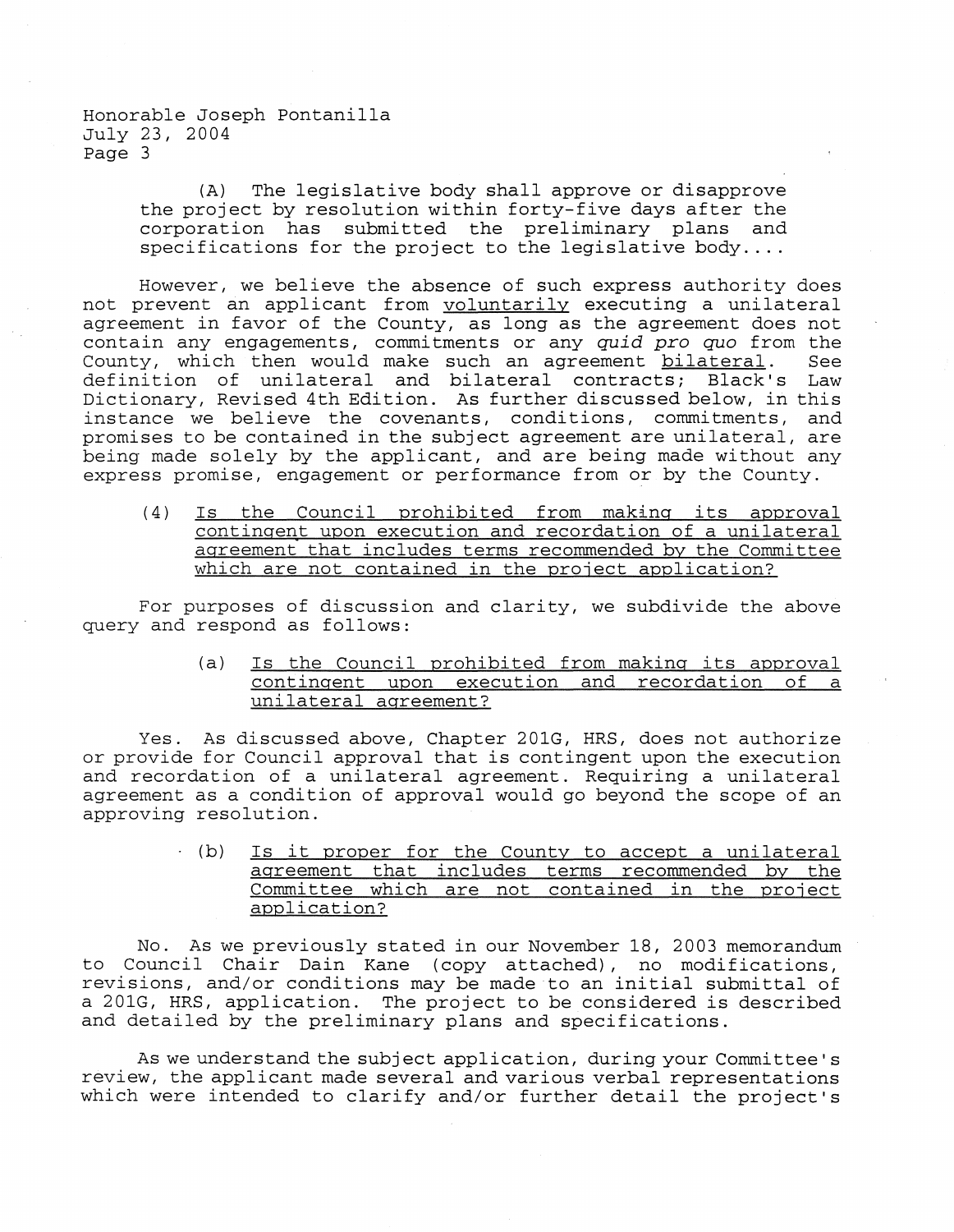(A) The legislative body shall approve or disapprove the project by resolution within forty-five days after the corporation has submitted the preliminary plans and specifications for the project to the legislative body....

However, we believe the absence of such express authority does not prevent an applicant from voluntarily executing a unilateral agreement in favor of the County, as long as the agreement does not contain any engagements, commitments or any *quid pro quo* from the County, which then would make such an agreement bilateral. See definition of unilateral and bilateral contracts; Black's Law Dictionary, Revised 4th Edition. As further discussed below, in this instance we believe the covenants, conditions, commitments, and promises to be contained in the subject agreement are unilateral, are being made solely by the applicant, and are being made without any express promise, engagement or performance from or by the County.

(4) Is the Council prohibited from making its approval contingent upon execution and recordation of a unilateral agreement that includes terms recommended by the Committee which are not contained in the project application?

For purposes of discussion and clarity, we subdivide the above query and respond as follows:

(a) Is the Council prohibited from making its approval contingent upon execution and recordation of a unilateral agreement?

Yes. As discussed above, Chapter 201G, HRS, does not authorize or provide for Council approval that is contingent upon the execution and recordation of a unilateral agreement. Requiring a unilateral agreement as a condition of approval would go beyond the scope of an approving resolution.

(b) Is it proper for the County to accept a unilateral agreement that includes terms recommended by the Committee which are not contained in the project application?

No. As we previously stated in our November 18, 2003 memorandum to Council Chair Dain Kane (copy attached), no modifications, revisions, and/or conditions may be made to an initial submittal of a 201G, HRS, application. The project to be considered is described and detailed by the preliminary plans and specifications.

As we understand the subject application, during your Committee's review, the applicant made several and various verbal representations which were intended to clarify and/or further detail the project's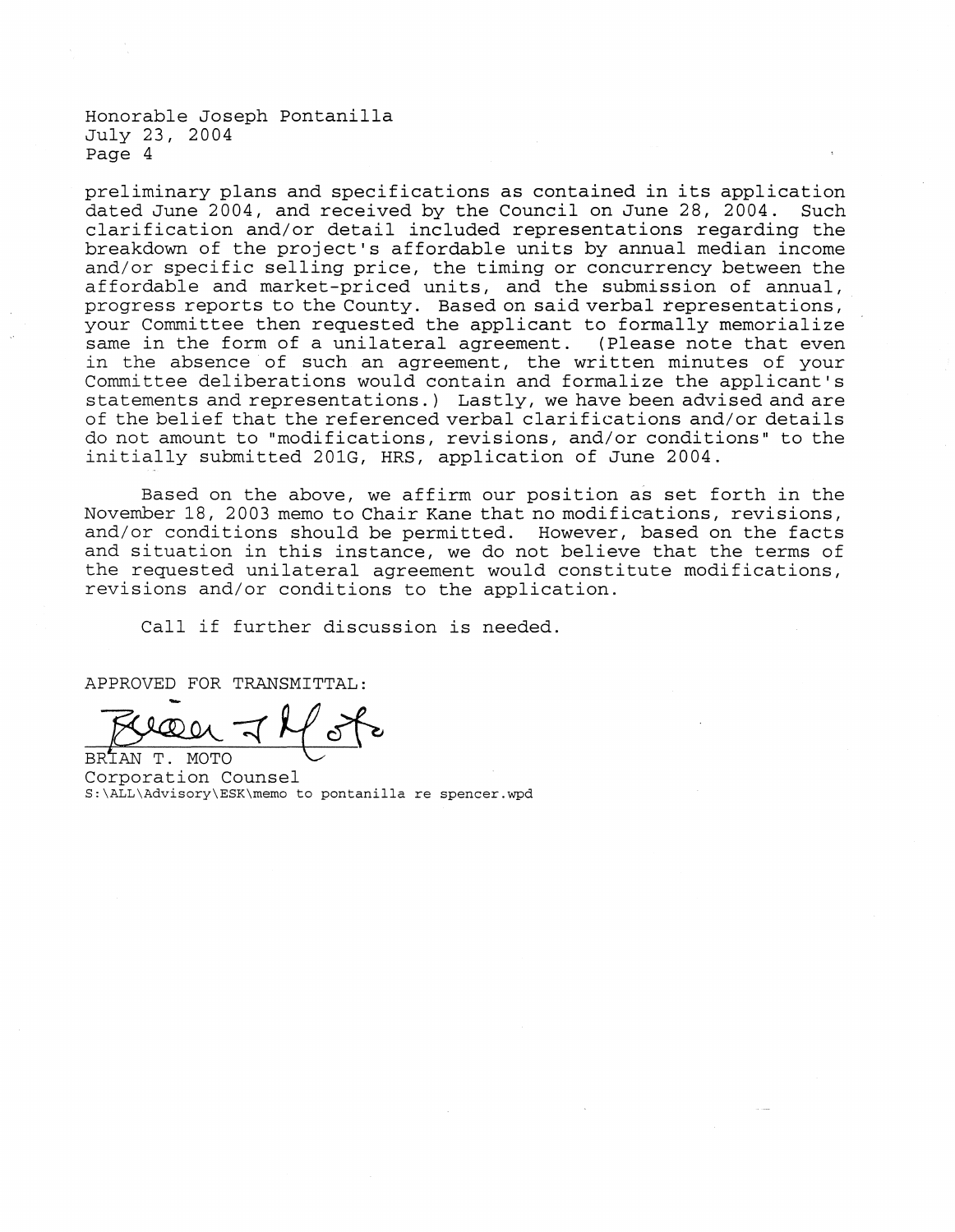preliminary plans and specifications as contained in its application dated June 2004, and received by the Council on June 28, 2004. Such clarification and/or detail included representations regarding the breakdown of the project's affordable units by annual median income and/or specific selling price, the timing or concurrency between the affordable and market-priced units, and the submission of annual, progress reports to the County. Based on said verbal representations, your Committee then requested the applicant to formally memorialize same in the form of a unilateral agreement. (Please note that even in the absence of such an agreement, the written minutes of your Committee deliberations would contain and formalize the applicant's statements and representations.) Lastly, we have been advised and are of the belief that the referenced verbal clarifications and/or details do not amount to "modifications, revisions, and/or conditions" to the initially submitted 201G, HRS, application of June 2004.

Based on the above, we affirm our position as set forth in the November 18, 2003 memo to Chair Kane that no modifications, revisions, and/or conditions should be permitted. However, based on the facts and situation in this instance, we do not believe that the terms of the requested unilateral agreement would constitute modifications, revisions and/or conditions to the application.

Call if further discussion is needed.

APPROVED FOR TRANSMITTAL:

BRIAN T. MOTO
Corporation Counsel
S:\ALL\Advisory\ESK\memo to pontanilla re spencer.wpd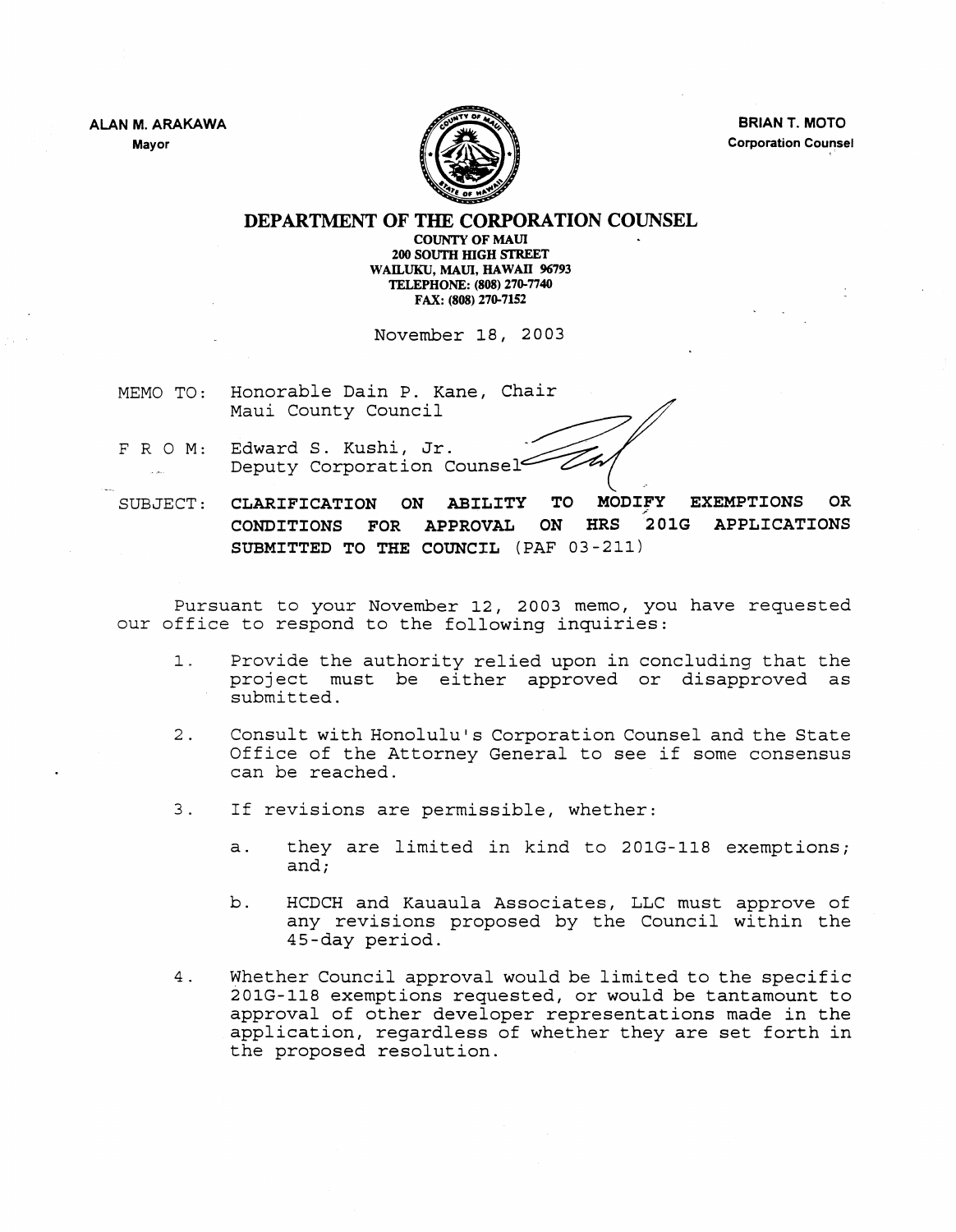ALAN M. ARAKAWA
Mayor

BRIAN T. MOTO
Corporation Counsel

# DEPARTMENT OF THE CORPORATION COUNSEL

COUNTY OF MAUI
200 SOUTH HIGH STREET
WAILUKU, MAUI, HAWAII 96793
TELEPHONE: (808) 270-7740
FAX: (808) 270-7152

November 18, 2003

MEMO TO: Honorable Dain P. Kane, Chair
Maui County Council

F R O M: Edward S. Kushi, Jr.
Deputy Corporation Counsel

SUBJECT: **CLARIFICATION ON ABILITY TO MODIFY EXEMPTIONS OR CONDITIONS FOR APPROVAL ON HRS 201G APPLICATIONS SUBMITTED TO THE COUNCIL** (PAF 03-211)

Pursuant to your November 12, 2003 memo, you have requested our office to respond to the following inquiries:

1. Provide the authority relied upon in concluding that the project must be either approved or disapproved as submitted.

2. Consult with Honolulu's Corporation Counsel and the State Office of the Attorney General to see if some consensus can be reached.

3. If revisions are permissible, whether:

   a. they are limited in kind to 201G-118 exemptions; and;

   b. HCDCH and Kauaula Associates, LLC must approve of any revisions proposed by the Council within the 45-day period.

4. Whether Council approval would be limited to the specific 201G-118 exemptions requested, or would be tantamount to approval of other developer representations made in the application, regardless of whether they are set forth in the proposed resolution.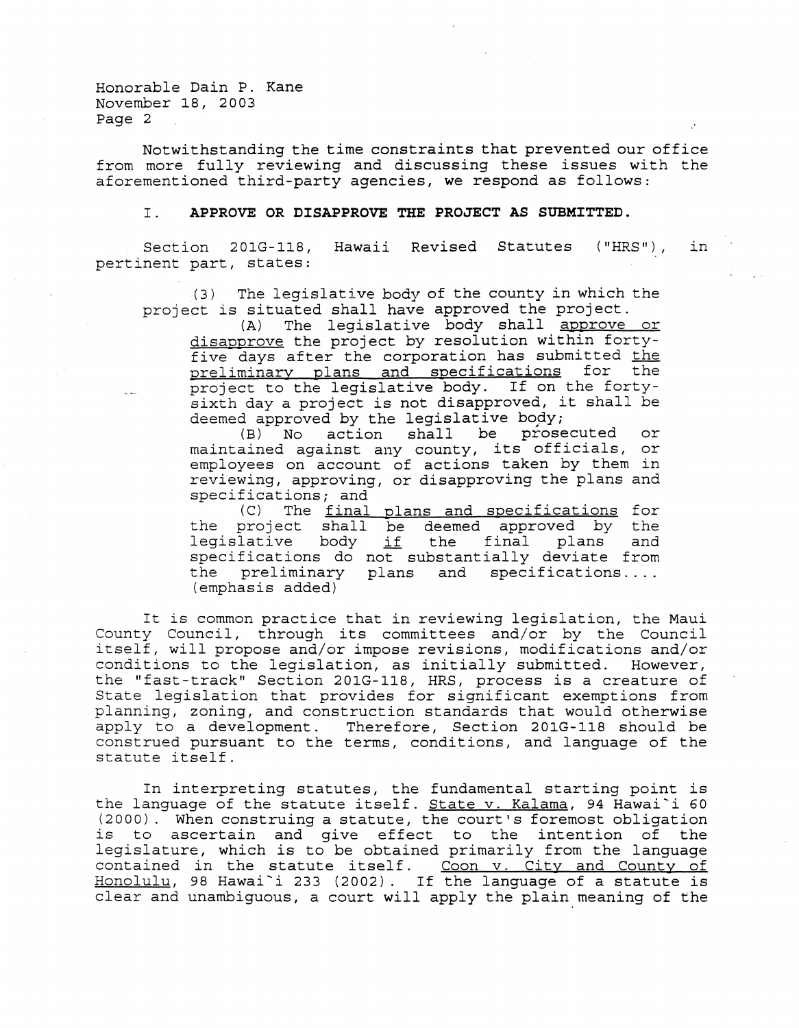Notwithstanding the time constraints that prevented our office from more fully reviewing and discussing these issues with the aforementioned third-party agencies, we respond as follows:

I. **APPROVE OR DISAPPROVE THE PROJECT AS SUBMITTED.**

Section 201G-118, Hawaii Revised Statutes ("HRS"), in pertinent part, states:

> (3) The legislative body of the county in which the project is situated shall have approved the project.
>
> (A) The legislative body shall approve or disapprove the project by resolution within forty-five days after the corporation has submitted the preliminary plans and specifications for the project to the legislative body. If on the forty-sixth day a project is not disapproved, it shall be deemed approved by the legislative body;
>
> (B) No action shall be prosecuted or maintained against any county, its officials, or employees on account of actions taken by them in reviewing, approving, or disapproving the plans and specifications; and
>
> (C) The final plans and specifications for the project shall be deemed approved by the legislative body if the final plans and specifications do not substantially deviate from the preliminary plans and specifications.... (emphasis added)

It is common practice that in reviewing legislation, the Maui County Council, through its committees and/or by the Council itself, will propose and/or impose revisions, modifications and/or conditions to the legislation, as initially submitted. However, the "fast-track" Section 201G-118, HRS, process is a creature of State legislation that provides for significant exemptions from planning, zoning, and construction standards that would otherwise apply to a development. Therefore, Section 201G-118 should be construed pursuant to the terms, conditions, and language of the statute itself.

In interpreting statutes, the fundamental starting point is the language of the statute itself. State v. Kalama, 94 Hawai\`i 60 (2000). When construing a statute, the court's foremost obligation is to ascertain and give effect to the intention of the legislature, which is to be obtained primarily from the language contained in the statute itself. Coon v. City and County of Honolulu, 98 Hawai\`i 233 (2002). If the language of a statute is clear and unambiguous, a court will apply the plain meaning of the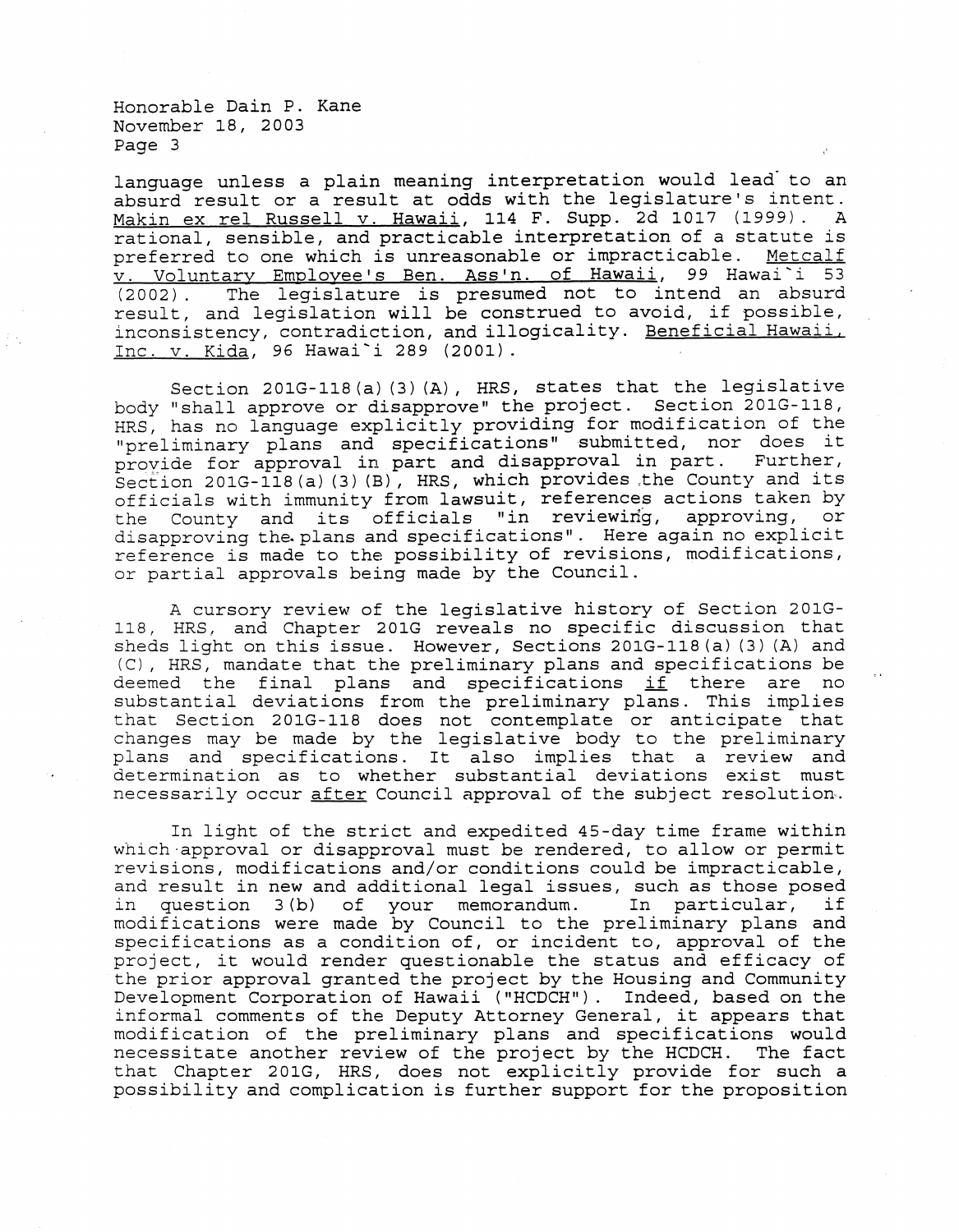language unless a plain meaning interpretation would lead to an absurd result or a result at odds with the legislature's intent. Makin ex rel Russell v. Hawaii, 114 F. Supp. 2d 1017 (1999). A rational, sensible, and practicable interpretation of a statute is preferred to one which is unreasonable or impracticable. Metcalf v. Voluntary Employee's Ben. Ass'n. of Hawaii, 99 Hawai`i 53 (2002). The legislature is presumed not to intend an absurd result, and legislation will be construed to avoid, if possible, inconsistency, contradiction, and illogicality. Beneficial Hawaii, Inc. v. Kida, 96 Hawai`i 289 (2001).

Section 201G-118(a)(3)(A), HRS, states that the legislative body "shall approve or disapprove" the project. Section 201G-118, HRS, has no language explicitly providing for modification of the "preliminary plans and specifications" submitted, nor does it provide for approval in part and disapproval in part. Further, Section 201G-118(a)(3)(B), HRS, which provides the County and its officials with immunity from lawsuit, references actions taken by the County and its officials "in reviewing, approving, or disapproving the plans and specifications". Here again no explicit reference is made to the possibility of revisions, modifications, or partial approvals being made by the Council.

A cursory review of the legislative history of Section 201G-118, HRS, and Chapter 201G reveals no specific discussion that sheds light on this issue. However, Sections 201G-118(a)(3)(A) and (C), HRS, mandate that the preliminary plans and specifications be deemed the final plans and specifications _if_ there are no substantial deviations from the preliminary plans. This implies that Section 201G-118 does not contemplate or anticipate that changes may be made by the legislative body to the preliminary plans and specifications. It also implies that a review and determination as to whether substantial deviations exist must necessarily occur _after_ Council approval of the subject resolution.

In light of the strict and expedited 45-day time frame within which approval or disapproval must be rendered, to allow or permit revisions, modifications and/or conditions could be impracticable, and result in new and additional legal issues, such as those posed in question 3(b) of your memorandum. In particular, if modifications were made by Council to the preliminary plans and specifications as a condition of, or incident to, approval of the project, it would render questionable the status and efficacy of the prior approval granted the project by the Housing and Community Development Corporation of Hawaii ("HCDCH"). Indeed, based on the informal comments of the Deputy Attorney General, it appears that modification of the preliminary plans and specifications would necessitate another review of the project by the HCDCH. The fact that Chapter 201G, HRS, does not explicitly provide for such a possibility and complication is further support for the proposition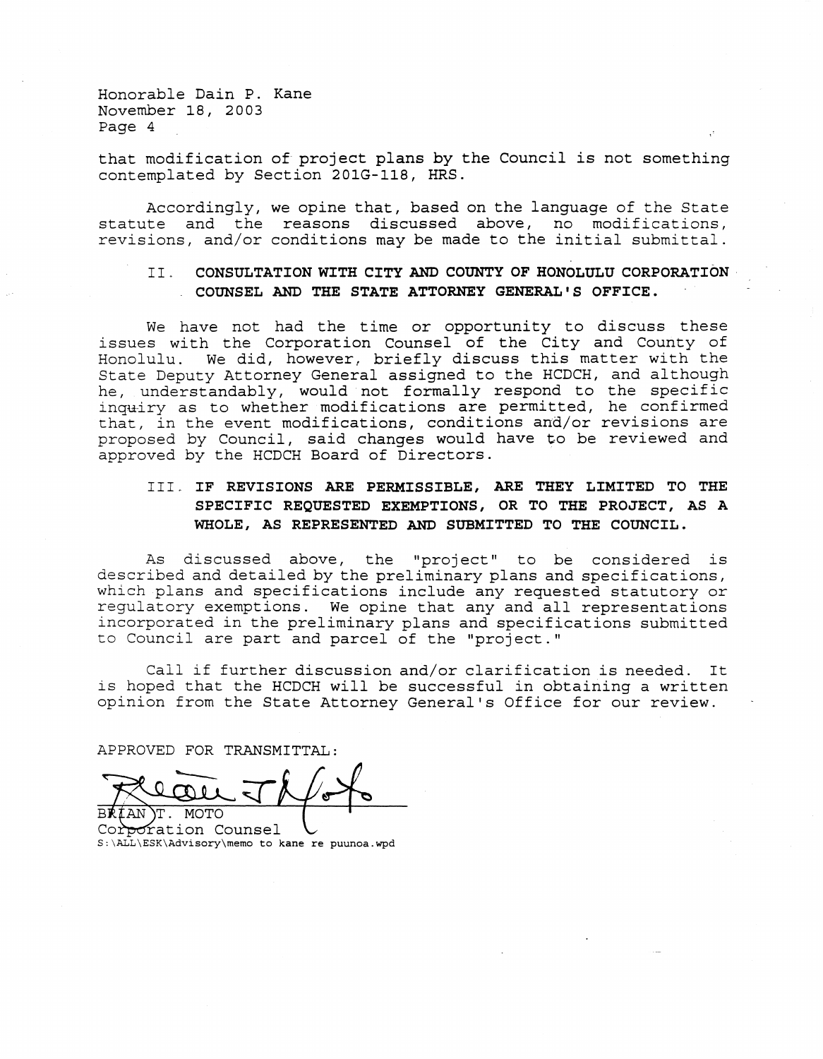that modification of project plans by the Council is not something contemplated by Section 201G-118, HRS.

Accordingly, we opine that, based on the language of the State statute and the reasons discussed above, no modifications, revisions, and/or conditions may be made to the initial submittal.

## II. CONSULTATION WITH CITY AND COUNTY OF HONOLULU CORPORATION COUNSEL AND THE STATE ATTORNEY GENERAL'S OFFICE.

We have not had the time or opportunity to discuss these issues with the Corporation Counsel of the City and County of Honolulu. We did, however, briefly discuss this matter with the State Deputy Attorney General assigned to the HCDCH, and although he, understandably, would not formally respond to the specific inquiry as to whether modifications are permitted, he confirmed that, in the event modifications, conditions and/or revisions are proposed by Council, said changes would have to be reviewed and approved by the HCDCH Board of Directors.

## III. IF REVISIONS ARE PERMISSIBLE, ARE THEY LIMITED TO THE SPECIFIC REQUESTED EXEMPTIONS, OR TO THE PROJECT, AS A WHOLE, AS REPRESENTED AND SUBMITTED TO THE COUNCIL.

As discussed above, the "project" to be considered is described and detailed by the preliminary plans and specifications, which plans and specifications include any requested statutory or regulatory exemptions. We opine that any and all representations incorporated in the preliminary plans and specifications submitted to Council are part and parcel of the "project."

Call if further discussion and/or clarification is needed. It is hoped that the HCDCH will be successful in obtaining a written opinion from the State Attorney General's Office for our review.

APPROVED FOR TRANSMITTAL:

BRIAN T. MOTO
Corporation Counsel

S:\ALL\ESK\Advisory\memo to kane re puunoa.wpd